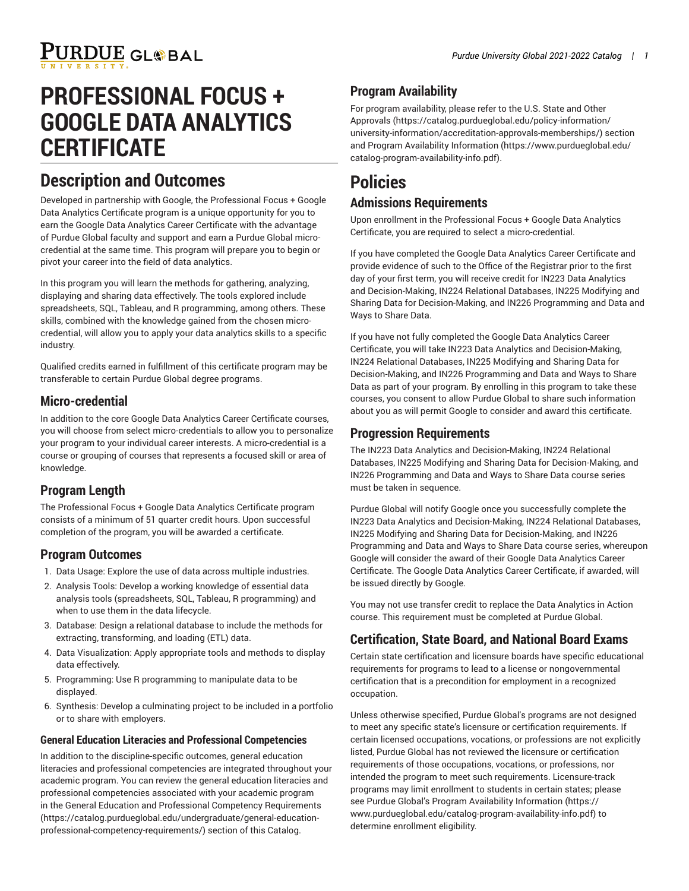# PROFESSIONAL FOCUS + GOOGLE DATA ANALYTICS CERTIFICATE

## Description and Outcomes

Developed in partnership with Google, the Professional Focus + Google Data Analytics Certificate program is a unique opportunity for you to earn the Google Data Analytics Career Certificate with the advantage of Purdue Global faculty and support and earn a Purdue Global micro-credential at the same time. This program will prepare you to begin or pivot your career into the field of data analytics.

In this program you will learn the methods for gathering, analyzing, displaying and sharing data effectively. The tools explored include spreadsheets, SQL, Tableau, and R programming, among others. These skills, combined with the knowledge gained from the chosen micro-credential, will allow you to apply your data analytics skills to a specific industry.

Qualified credits earned in fulfillment of this certificate program may be transferable to certain Purdue Global degree programs.

### Micro-credential

In addition to the core Google Data Analytics Career Certificate courses, you will choose from select micro-credentials to allow you to personalize your program to your individual career interests. A micro-credential is a course or grouping of courses that represents a focused skill or area of knowledge.

### Program Length

The Professional Focus + Google Data Analytics Certificate program consists of a minimum of 51 quarter credit hours. Upon successful completion of the program, you will be awarded a certificate.

### Program Outcomes

1. Data Usage: Explore the use of data across multiple industries.
2. Analysis Tools: Develop a working knowledge of essential data analysis tools (spreadsheets, SQL, Tableau, R programming) and when to use them in the data lifecycle.
3. Database: Design a relational database to include the methods for extracting, transforming, and loading (ETL) data.
4. Data Visualization: Apply appropriate tools and methods to display data effectively.
5. Programming: Use R programming to manipulate data to be displayed.
6. Synthesis: Develop a culminating project to be included in a portfolio or to share with employers.

#### General Education Literacies and Professional Competencies

In addition to the discipline-specific outcomes, general education literacies and professional competencies are integrated throughout your academic program. You can review the general education literacies and professional competencies associated with your academic program in the General Education and Professional Competency Requirements (https://catalog.purdueglobal.edu/undergraduate/general-education-professional-competency-requirements/) section of this Catalog.

### Program Availability

For program availability, please refer to the U.S. State and Other Approvals (https://catalog.purdueglobal.edu/policy-information/university-information/accreditation-approvals-memberships/) section and Program Availability Information (https://www.purdueglobal.edu/catalog-program-availability-info.pdf).

## Policies

### Admissions Requirements

Upon enrollment in the Professional Focus + Google Data Analytics Certificate, you are required to select a micro-credential.

If you have completed the Google Data Analytics Career Certificate and provide evidence of such to the Office of the Registrar prior to the first day of your first term, you will receive credit for IN223 Data Analytics and Decision-Making, IN224 Relational Databases, IN225 Modifying and Sharing Data for Decision-Making, and IN226 Programming and Data and Ways to Share Data.

If you have not fully completed the Google Data Analytics Career Certificate, you will take IN223 Data Analytics and Decision-Making, IN224 Relational Databases, IN225 Modifying and Sharing Data for Decision-Making, and IN226 Programming and Data and Ways to Share Data as part of your program. By enrolling in this program to take these courses, you consent to allow Purdue Global to share such information about you as will permit Google to consider and award this certificate.

### Progression Requirements

The IN223 Data Analytics and Decision-Making, IN224 Relational Databases, IN225 Modifying and Sharing Data for Decision-Making, and IN226 Programming and Data and Ways to Share Data course series must be taken in sequence.

Purdue Global will notify Google once you successfully complete the IN223 Data Analytics and Decision-Making, IN224 Relational Databases, IN225 Modifying and Sharing Data for Decision-Making, and IN226 Programming and Data and Ways to Share Data course series, whereupon Google will consider the award of their Google Data Analytics Career Certificate. The Google Data Analytics Career Certificate, if awarded, will be issued directly by Google.

You may not use transfer credit to replace the Data Analytics in Action course. This requirement must be completed at Purdue Global.

### Certification, State Board, and National Board Exams

Certain state certification and licensure boards have specific educational requirements for programs to lead to a license or nongovernmental certification that is a precondition for employment in a recognized occupation.

Unless otherwise specified, Purdue Global's programs are not designed to meet any specific state's licensure or certification requirements. If certain licensed occupations, vocations, or professions are not explicitly listed, Purdue Global has not reviewed the licensure or certification requirements of those occupations, vocations, or professions, nor intended the program to meet such requirements. Licensure-track programs may limit enrollment to students in certain states; please see Purdue Global's Program Availability Information (https://www.purdueglobal.edu/catalog-program-availability-info.pdf) to determine enrollment eligibility.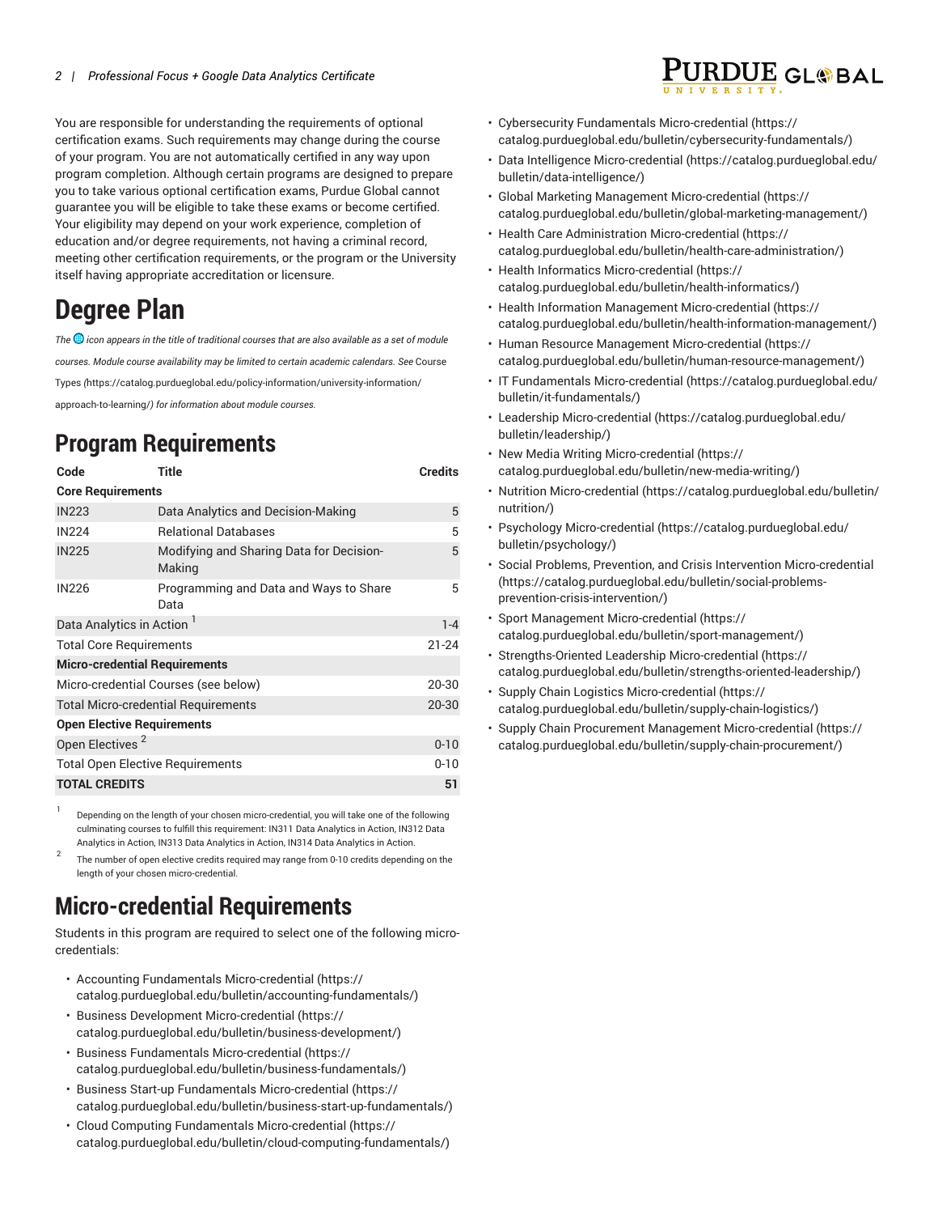You are responsible for understanding the requirements of optional certification exams. Such requirements may change during the course of your program. You are not automatically certified in any way upon program completion. Although certain programs are designed to prepare you to take various optional certification exams, Purdue Global cannot guarantee you will be eligible to take these exams or become certified. Your eligibility may depend on your work experience, completion of education and/or degree requirements, not having a criminal record, meeting other certification requirements, or the program or the University itself having appropriate accreditation or licensure.

# Degree Plan

*The icon appears in the title of traditional courses that are also available as a set of module courses. Module course availability may be limited to certain academic calendars. See* Course Types *(*https://catalog.purdueglobal.edu/policy-information/university-information/approach-to-learning/*) for information about module courses.*

# Program Requirements

| Code | Title | Credits |
|---|---|---|
| **Core Requirements** | | |
| IN223 | Data Analytics and Decision-Making | 5 |
| IN224 | Relational Databases | 5 |
| IN225 | Modifying and Sharing Data for Decision-Making | 5 |
| IN226 | Programming and Data and Ways to Share Data | 5 |
| Data Analytics in Action [1] | | 1-4 |
| Total Core Requirements | | 21-24 |
| **Micro-credential Requirements** | | |
| Micro-credential Courses (see below) | | 20-30 |
| Total Micro-credential Requirements | | 20-30 |
| **Open Elective Requirements** | | |
| Open Electives [2] | | 0-10 |
| Total Open Elective Requirements | | 0-10 |
| **TOTAL CREDITS** | | **51** |

1. Depending on the length of your chosen micro-credential, you will take one of the following culminating courses to fulfill this requirement: IN311 Data Analytics in Action, IN312 Data Analytics in Action, IN313 Data Analytics in Action, IN314 Data Analytics in Action.
2. The number of open elective credits required may range from 0-10 credits depending on the length of your chosen micro-credential.

# Micro-credential Requirements

Students in this program are required to select one of the following micro-credentials:

- Accounting Fundamentals Micro-credential (https://catalog.purdueglobal.edu/bulletin/accounting-fundamentals/)
- Business Development Micro-credential (https://catalog.purdueglobal.edu/bulletin/business-development/)
- Business Fundamentals Micro-credential (https://catalog.purdueglobal.edu/bulletin/business-fundamentals/)
- Business Start-up Fundamentals Micro-credential (https://catalog.purdueglobal.edu/bulletin/business-start-up-fundamentals/)
- Cloud Computing Fundamentals Micro-credential (https://catalog.purdueglobal.edu/bulletin/cloud-computing-fundamentals/)
- Cybersecurity Fundamentals Micro-credential (https://catalog.purdueglobal.edu/bulletin/cybersecurity-fundamentals/)
- Data Intelligence Micro-credential (https://catalog.purdueglobal.edu/bulletin/data-intelligence/)
- Global Marketing Management Micro-credential (https://catalog.purdueglobal.edu/bulletin/global-marketing-management/)
- Health Care Administration Micro-credential (https://catalog.purdueglobal.edu/bulletin/health-care-administration/)
- Health Informatics Micro-credential (https://catalog.purdueglobal.edu/bulletin/health-informatics/)
- Health Information Management Micro-credential (https://catalog.purdueglobal.edu/bulletin/health-information-management/)
- Human Resource Management Micro-credential (https://catalog.purdueglobal.edu/bulletin/human-resource-management/)
- IT Fundamentals Micro-credential (https://catalog.purdueglobal.edu/bulletin/it-fundamentals/)
- Leadership Micro-credential (https://catalog.purdueglobal.edu/bulletin/leadership/)
- New Media Writing Micro-credential (https://catalog.purdueglobal.edu/bulletin/new-media-writing/)
- Nutrition Micro-credential (https://catalog.purdueglobal.edu/bulletin/nutrition/)
- Psychology Micro-credential (https://catalog.purdueglobal.edu/bulletin/psychology/)
- Social Problems, Prevention, and Crisis Intervention Micro-credential (https://catalog.purdueglobal.edu/bulletin/social-problems-prevention-crisis-intervention/)
- Sport Management Micro-credential (https://catalog.purdueglobal.edu/bulletin/sport-management/)
- Strengths-Oriented Leadership Micro-credential (https://catalog.purdueglobal.edu/bulletin/strengths-oriented-leadership/)
- Supply Chain Logistics Micro-credential (https://catalog.purdueglobal.edu/bulletin/supply-chain-logistics/)
- Supply Chain Procurement Management Micro-credential (https://catalog.purdueglobal.edu/bulletin/supply-chain-procurement/)